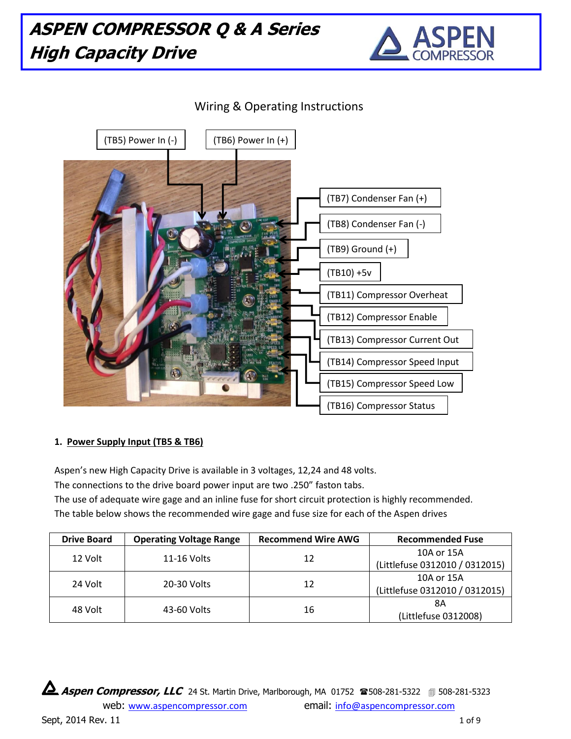# ASPEN COMPRESSOR Q & A Series
# High Capacity Drive

## Wiring & Operating Instructions

(TB5) Power In (-)

(TB6) Power In (+)

(TB7) Condenser Fan (+)

(TB8) Condenser Fan (-)

(TB9) Ground (+)

(TB10) +5v

(TB11) Compressor Overheat

(TB12) Compressor Enable

(TB13) Compressor Current Out

(TB14) Compressor Speed Input

(TB15) Compressor Speed Low

(TB16) Compressor Status

### 1. Power Supply Input (TB5 & TB6)

Aspen's new High Capacity Drive is available in 3 voltages, 12,24 and 48 volts.
The connections to the drive board power input are two .250" faston tabs.
The use of adequate wire gage and an inline fuse for short circuit protection is highly recommended.
The table below shows the recommended wire gage and fuse size for each of the Aspen drives

| Drive Board | Operating Voltage Range | Recommend Wire AWG | Recommended Fuse |
|---|---|---|---|
| 12 Volt | 11-16 Volts | 12 | 10A or 15A (Littlefuse 0312010 / 0312015) |
| 24 Volt | 20-30 Volts | 12 | 10A or 15A (Littlefuse 0312010 / 0312015) |
| 48 Volt | 43-60 Volts | 16 | 8A (Littlefuse 0312008) |

**Aspen Compressor, LLC** 24 St. Martin Drive, Marlborough, MA 01752 ☎508-281-5322 508-281-5323
web: www.aspencompressor.com email: info@aspencompressor.com
Sept, 2014 Rev. 11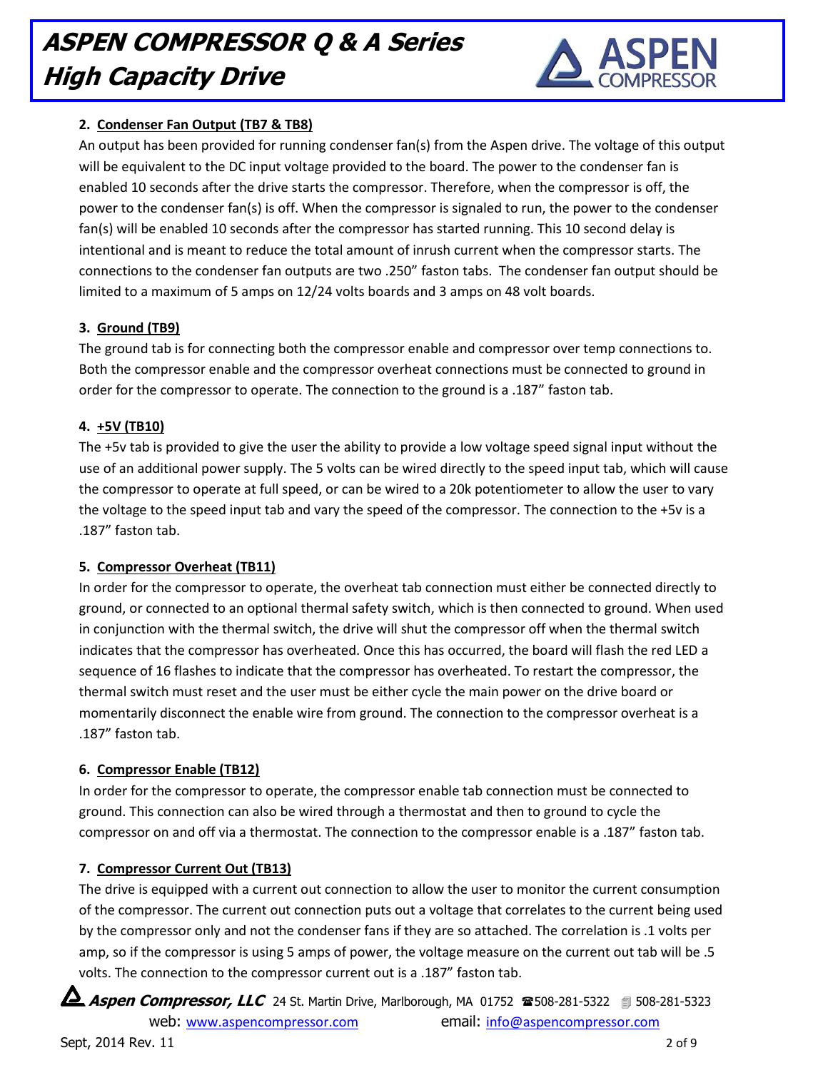2. **Condenser Fan Output (TB7 & TB8)**

An output has been provided for running condenser fan(s) from the Aspen drive. The voltage of this output will be equivalent to the DC input voltage provided to the board. The power to the condenser fan is enabled 10 seconds after the drive starts the compressor. Therefore, when the compressor is off, the power to the condenser fan(s) is off. When the compressor is signaled to run, the power to the condenser fan(s) will be enabled 10 seconds after the compressor has started running. This 10 second delay is intentional and is meant to reduce the total amount of inrush current when the compressor starts. The connections to the condenser fan outputs are two .250" faston tabs. The condenser fan output should be limited to a maximum of 5 amps on 12/24 volts boards and 3 amps on 48 volt boards.

3. **Ground (TB9)**

The ground tab is for connecting both the compressor enable and compressor over temp connections to. Both the compressor enable and the compressor overheat connections must be connected to ground in order for the compressor to operate. The connection to the ground is a .187" faston tab.

4. **+5V (TB10)**

The +5v tab is provided to give the user the ability to provide a low voltage speed signal input without the use of an additional power supply. The 5 volts can be wired directly to the speed input tab, which will cause the compressor to operate at full speed, or can be wired to a 20k potentiometer to allow the user to vary the voltage to the speed input tab and vary the speed of the compressor. The connection to the +5v is a .187" faston tab.

5. **Compressor Overheat (TB11)**

In order for the compressor to operate, the overheat tab connection must either be connected directly to ground, or connected to an optional thermal safety switch, which is then connected to ground. When used in conjunction with the thermal switch, the drive will shut the compressor off when the thermal switch indicates that the compressor has overheated. Once this has occurred, the board will flash the red LED a sequence of 16 flashes to indicate that the compressor has overheated. To restart the compressor, the thermal switch must reset and the user must be either cycle the main power on the drive board or momentarily disconnect the enable wire from ground. The connection to the compressor overheat is a .187" faston tab.

6. **Compressor Enable (TB12)**

In order for the compressor to operate, the compressor enable tab connection must be connected to ground. This connection can also be wired through a thermostat and then to ground to cycle the compressor on and off via a thermostat. The connection to the compressor enable is a .187" faston tab.

7. **Compressor Current Out (TB13)**

The drive is equipped with a current out connection to allow the user to monitor the current consumption of the compressor. The current out connection puts out a voltage that correlates to the current being used by the compressor only and not the condenser fans if they are so attached. The correlation is .1 volts per amp, so if the compressor is using 5 amps of power, the voltage measure on the current out tab will be .5 volts. The connection to the compressor current out is a .187" faston tab.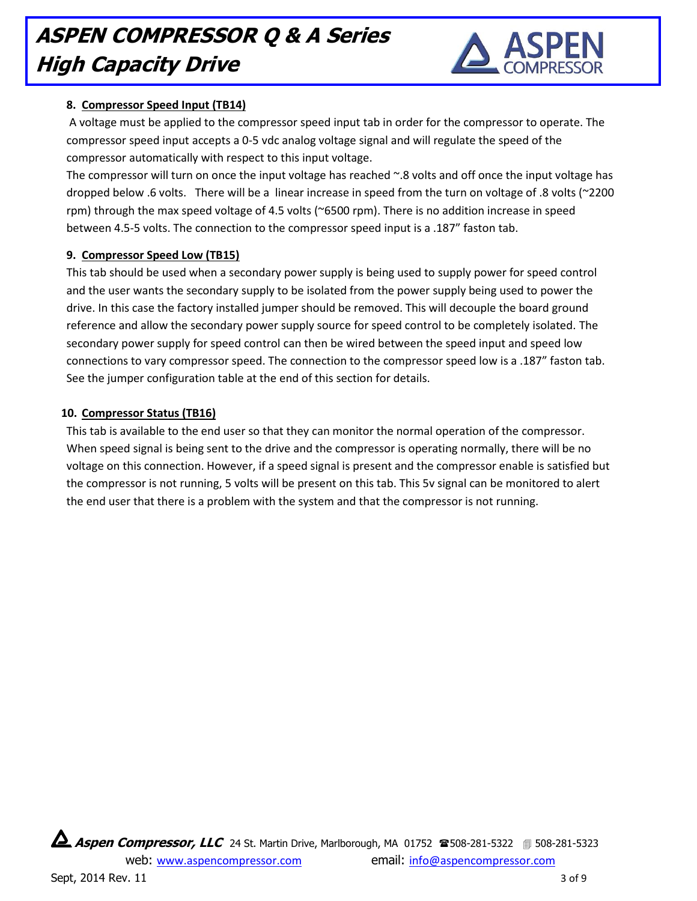**8. Compressor Speed Input (TB14)**

A voltage must be applied to the compressor speed input tab in order for the compressor to operate. The compressor speed input accepts a 0-5 vdc analog voltage signal and will regulate the speed of the compressor automatically with respect to this input voltage.

The compressor will turn on once the input voltage has reached ~.8 volts and off once the input voltage has dropped below .6 volts. There will be a linear increase in speed from the turn on voltage of .8 volts (~2200 rpm) through the max speed voltage of 4.5 volts (~6500 rpm). There is no addition increase in speed between 4.5-5 volts. The connection to the compressor speed input is a .187" faston tab.

**9. Compressor Speed Low (TB15)**

This tab should be used when a secondary power supply is being used to supply power for speed control and the user wants the secondary supply to be isolated from the power supply being used to power the drive. In this case the factory installed jumper should be removed. This will decouple the board ground reference and allow the secondary power supply source for speed control to be completely isolated. The secondary power supply for speed control can then be wired between the speed input and speed low connections to vary compressor speed. The connection to the compressor speed low is a .187" faston tab. See the jumper configuration table at the end of this section for details.

**10. Compressor Status (TB16)**

This tab is available to the end user so that they can monitor the normal operation of the compressor. When speed signal is being sent to the drive and the compressor is operating normally, there will be no voltage on this connection. However, if a speed signal is present and the compressor enable is satisfied but the compressor is not running, 5 volts will be present on this tab. This 5v signal can be monitored to alert the end user that there is a problem with the system and that the compressor is not running.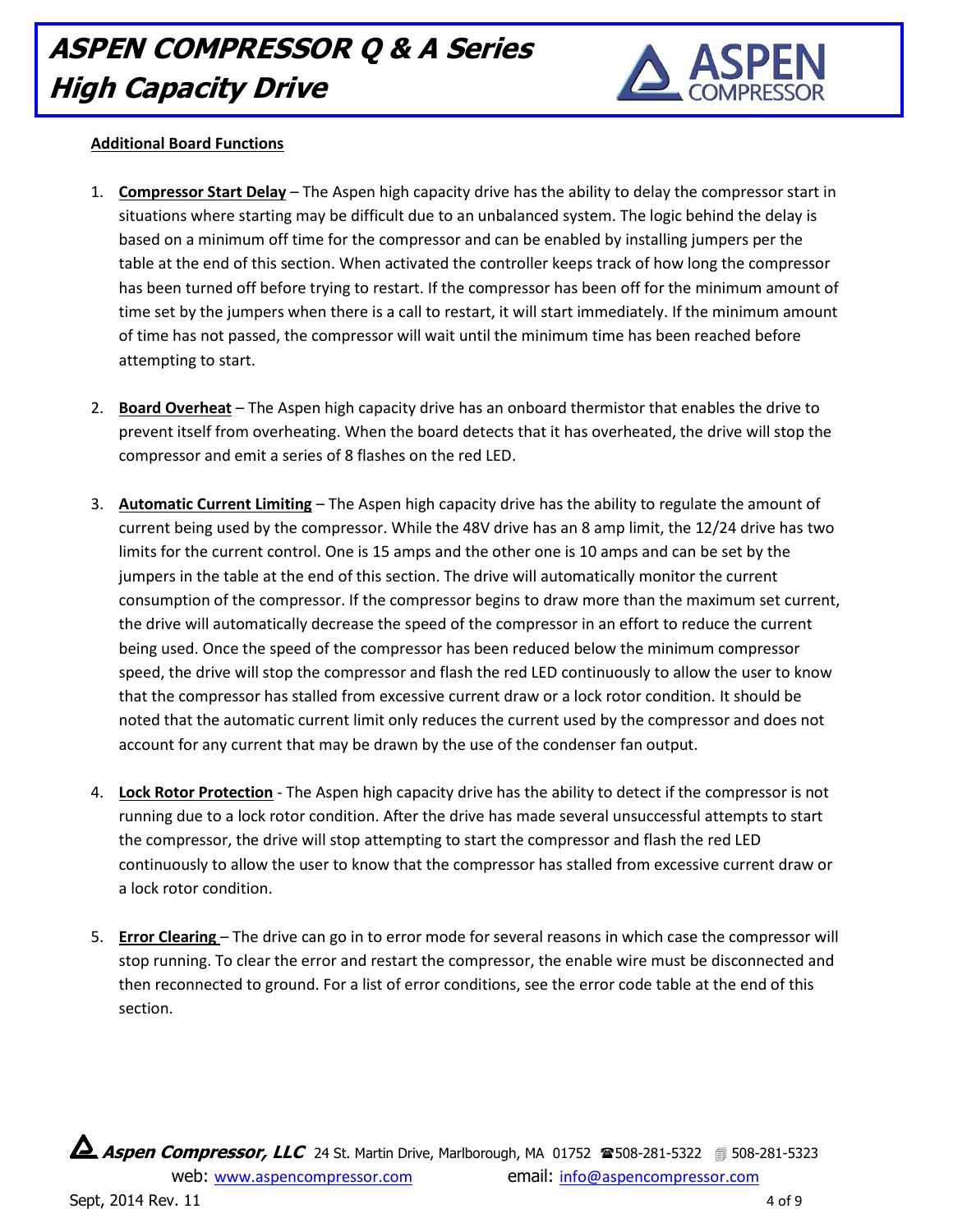## Additional Board Functions

1. **Compressor Start Delay** – The Aspen high capacity drive has the ability to delay the compressor start in situations where starting may be difficult due to an unbalanced system. The logic behind the delay is based on a minimum off time for the compressor and can be enabled by installing jumpers per the table at the end of this section. When activated the controller keeps track of how long the compressor has been turned off before trying to restart. If the compressor has been off for the minimum amount of time set by the jumpers when there is a call to restart, it will start immediately. If the minimum amount of time has not passed, the compressor will wait until the minimum time has been reached before attempting to start.

2. **Board Overheat** – The Aspen high capacity drive has an onboard thermistor that enables the drive to prevent itself from overheating. When the board detects that it has overheated, the drive will stop the compressor and emit a series of 8 flashes on the red LED.

3. **Automatic Current Limiting** – The Aspen high capacity drive has the ability to regulate the amount of current being used by the compressor. While the 48V drive has an 8 amp limit, the 12/24 drive has two limits for the current control. One is 15 amps and the other one is 10 amps and can be set by the jumpers in the table at the end of this section. The drive will automatically monitor the current consumption of the compressor. If the compressor begins to draw more than the maximum set current, the drive will automatically decrease the speed of the compressor in an effort to reduce the current being used. Once the speed of the compressor has been reduced below the minimum compressor speed, the drive will stop the compressor and flash the red LED continuously to allow the user to know that the compressor has stalled from excessive current draw or a lock rotor condition. It should be noted that the automatic current limit only reduces the current used by the compressor and does not account for any current that may be drawn by the use of the condenser fan output.

4. **Lock Rotor Protection** - The Aspen high capacity drive has the ability to detect if the compressor is not running due to a lock rotor condition. After the drive has made several unsuccessful attempts to start the compressor, the drive will stop attempting to start the compressor and flash the red LED continuously to allow the user to know that the compressor has stalled from excessive current draw or a lock rotor condition.

5. **Error Clearing** – The drive can go in to error mode for several reasons in which case the compressor will stop running. To clear the error and restart the compressor, the enable wire must be disconnected and then reconnected to ground. For a list of error conditions, see the error code table at the end of this section.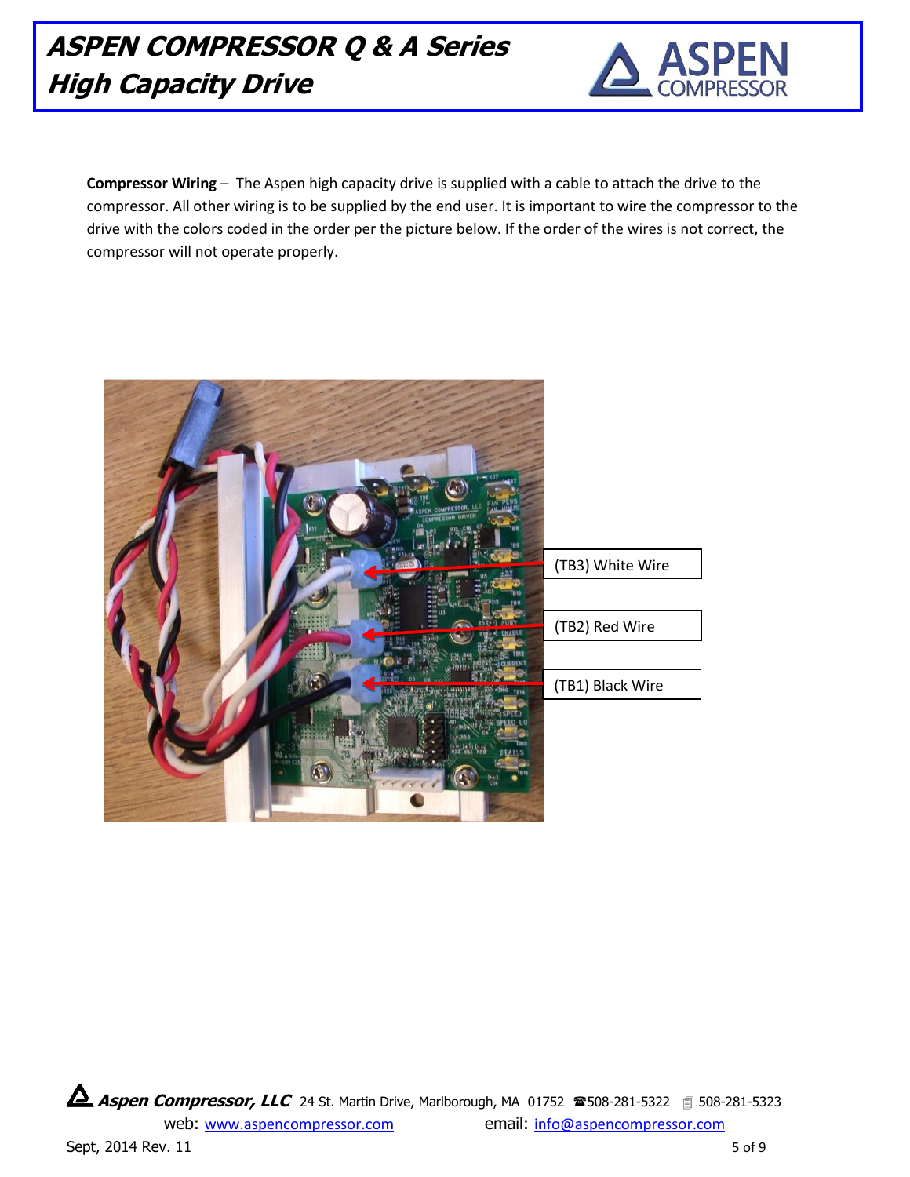**Compressor Wiring** – The Aspen high capacity drive is supplied with a cable to attach the drive to the compressor. All other wiring is to be supplied by the end user. It is important to wire the compressor to the drive with the colors coded in the order per the picture below. If the order of the wires is not correct, the compressor will not operate properly.

(TB3) White Wire

(TB2) Red Wire

(TB1) Black Wire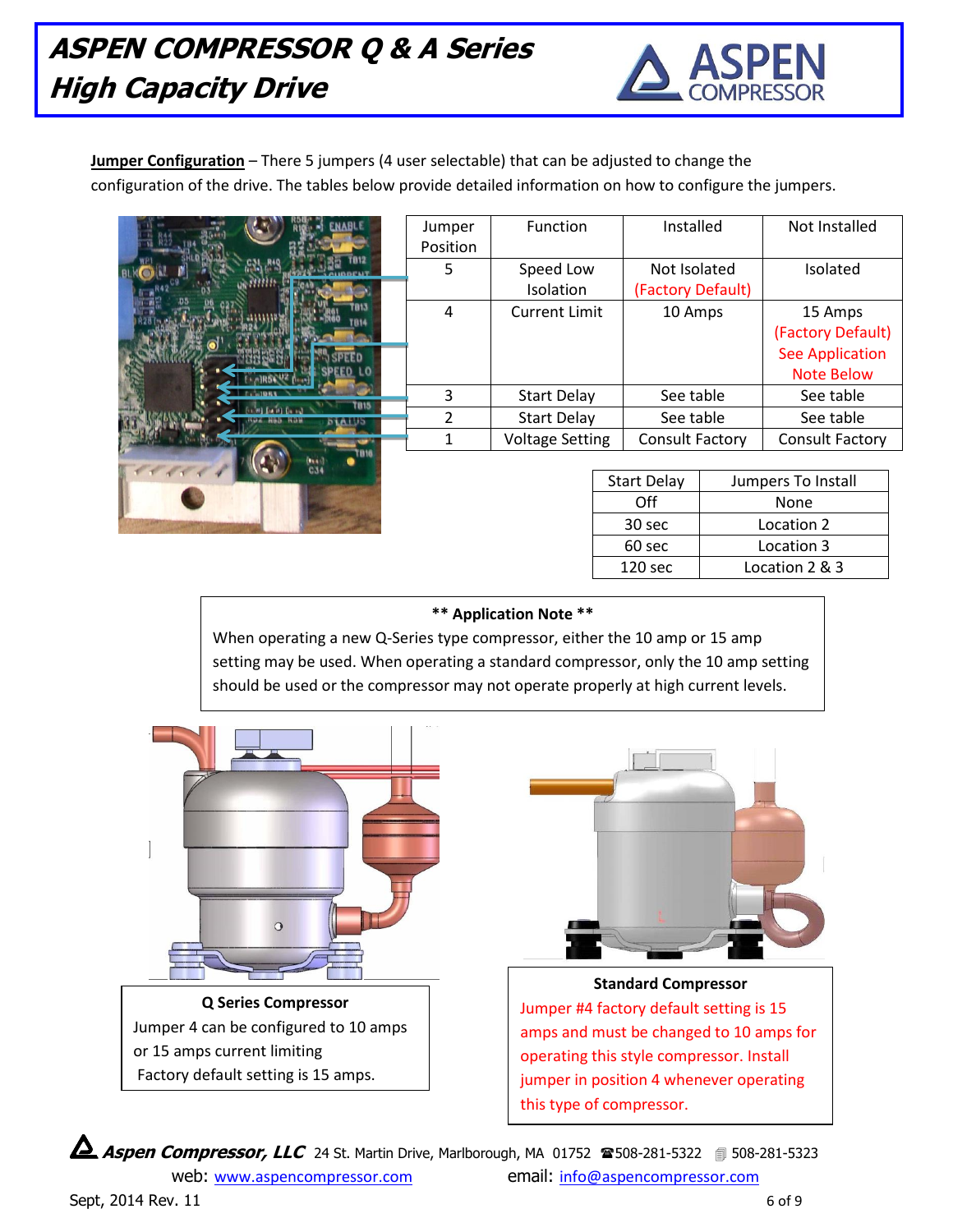**Jumper Configuration** – There 5 jumpers (4 user selectable) that can be adjusted to change the configuration of the drive. The tables below provide detailed information on how to configure the jumpers.

| Jumper Position | Function | Installed | Not Installed |
|---|---|---|---|
| 5 | Speed Low Isolation | Not Isolated (Factory Default) | Isolated |
| 4 | Current Limit | 10 Amps | 15 Amps (Factory Default) See Application Note Below |
| 3 | Start Delay | See table | See table |
| 2 | Start Delay | See table | See table |
| 1 | Voltage Setting | Consult Factory | Consult Factory |

| Start Delay | Jumpers To Install |
|---|---|
| Off | None |
| 30 sec | Location 2 |
| 60 sec | Location 3 |
| 120 sec | Location 2 & 3 |

**** Application Note ****

When operating a new Q-Series type compressor, either the 10 amp or 15 amp setting may be used. When operating a standard compressor, only the 10 amp setting should be used or the compressor may not operate properly at high current levels.

**Q Series Compressor**

Jumper 4 can be configured to 10 amps or 15 amps current limiting
Factory default setting is 15 amps.

**Standard Compressor**

Jumper #4 factory default setting is 15 amps and must be changed to 10 amps for operating this style compressor. Install jumper in position 4 whenever operating this type of compressor.

***Aspen Compressor, LLC*** 24 St. Martin Drive, Marlborough, MA 01752 ☎508-281-5322 508-281-5323
web: www.aspencompressor.com email: info@aspencompressor.com
Sept, 2014 Rev. 11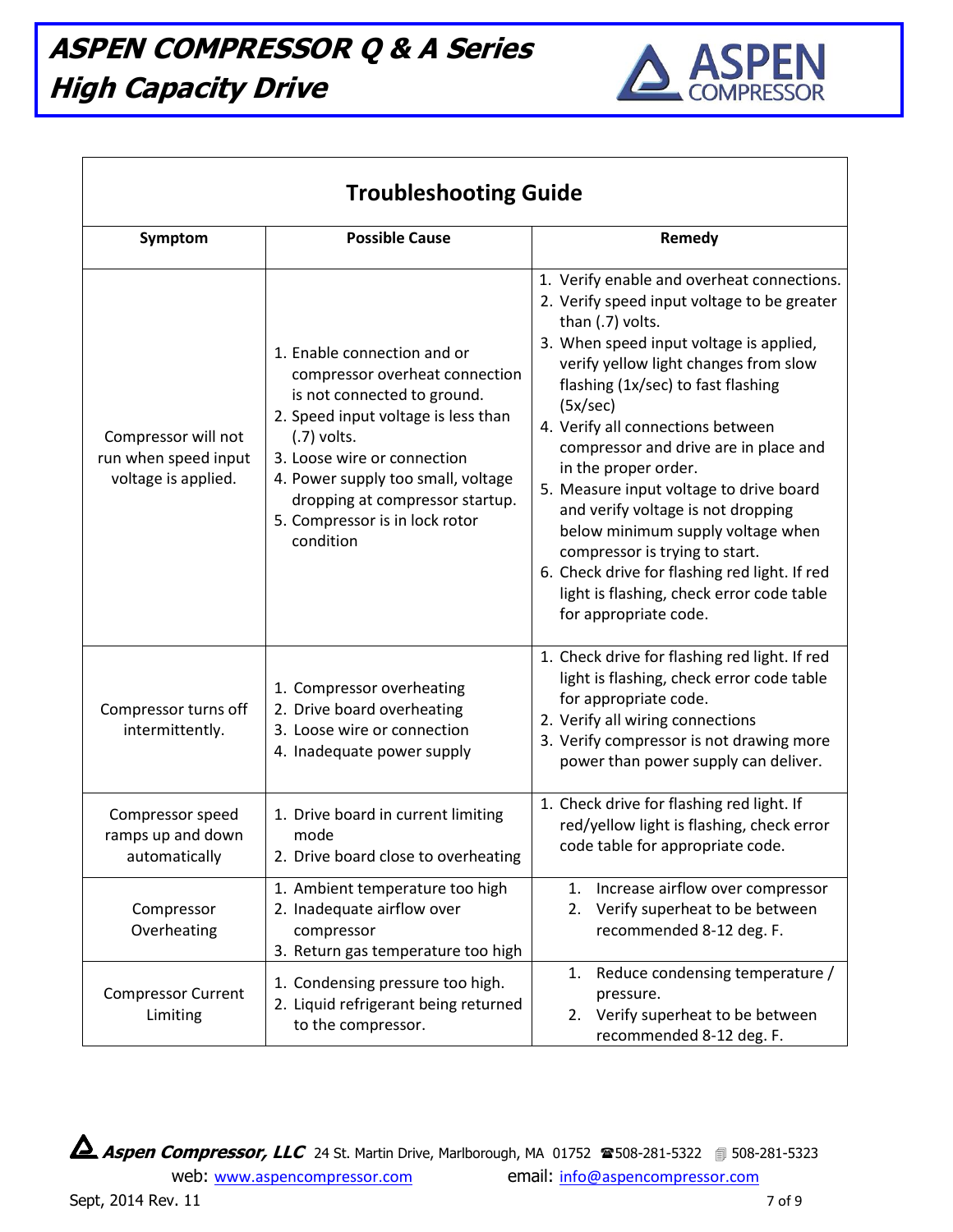## Troubleshooting Guide

| Symptom | Possible Cause | Remedy |
| --- | --- | --- |
| Compressor will not run when speed input voltage is applied. | 1. Enable connection and or compressor overheat connection is not connected to ground.<br>2. Speed input voltage is less than (.7) volts.<br>3. Loose wire or connection<br>4. Power supply too small, voltage dropping at compressor startup.<br>5. Compressor is in lock rotor condition | 1. Verify enable and overheat connections.<br>2. Verify speed input voltage to be greater than (.7) volts.<br>3. When speed input voltage is applied, verify yellow light changes from slow flashing (1x/sec) to fast flashing (5x/sec)<br>4. Verify all connections between compressor and drive are in place and in the proper order.<br>5. Measure input voltage to drive board and verify voltage is not dropping below minimum supply voltage when compressor is trying to start.<br>6. Check drive for flashing red light. If red light is flashing, check error code table for appropriate code. |
| Compressor turns off intermittently. | 1. Compressor overheating<br>2. Drive board overheating<br>3. Loose wire or connection<br>4. Inadequate power supply | 1. Check drive for flashing red light. If red light is flashing, check error code table for appropriate code.<br>2. Verify all wiring connections<br>3. Verify compressor is not drawing more power than power supply can deliver. |
| Compressor speed ramps up and down automatically | 1. Drive board in current limiting mode<br>2. Drive board close to overheating | 1. Check drive for flashing red light. If red/yellow light is flashing, check error code table for appropriate code. |
| Compressor Overheating | 1. Ambient temperature too high<br>2. Inadequate airflow over compressor<br>3. Return gas temperature too high | 1. Increase airflow over compressor<br>2. Verify superheat to be between recommended 8-12 deg. F. |
| Compressor Current Limiting | 1. Condensing pressure too high.<br>2. Liquid refrigerant being returned to the compressor. | 1. Reduce condensing temperature / pressure.<br>2. Verify superheat to be between recommended 8-12 deg. F. |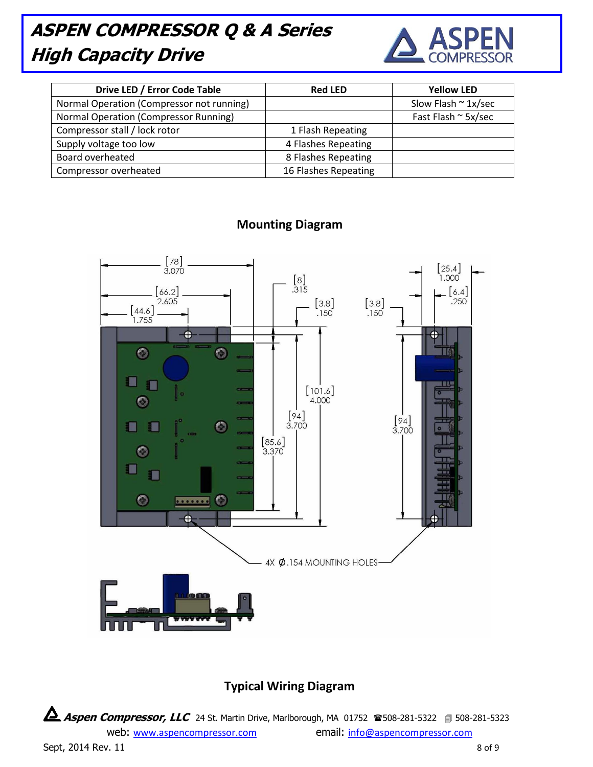| Drive LED / Error Code Table | Red LED | Yellow LED |
|---|---|---|
| Normal Operation (Compressor not running) | | Slow Flash ~ 1x/sec |
| Normal Operation (Compressor Running) | | Fast Flash ~ 5x/sec |
| Compressor stall / lock rotor | 1 Flash Repeating | |
| Supply voltage too low | 4 Flashes Repeating | |
| Board overheated | 8 Flashes Repeating | |
| Compressor overheated | 16 Flashes Repeating | |

## Mounting Diagram

[78] 3.070

[66.2] 2.605

[44.6] 1.755

[8] .315

[3.8] .150

[3.8] .150

[25.4] 1.000

[6.4] .250

[101.6] 4.000

[94] 3.700

[85.6] 3.370

[94] 3.700

4X Ø.154 MOUNTING HOLES

## Typical Wiring Diagram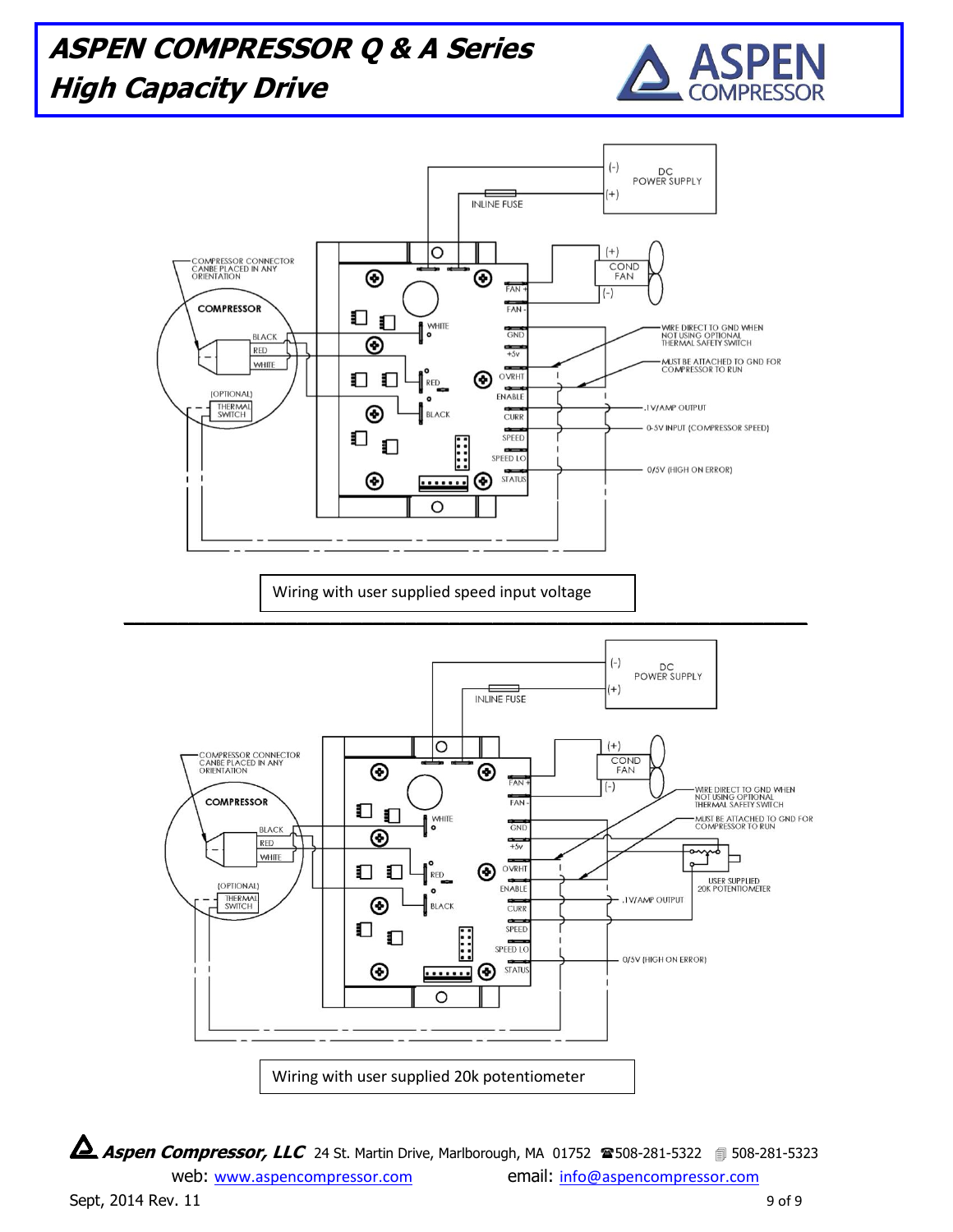DC POWER SUPPLY
(-)
(+)
INLINE FUSE
COMPRESSOR CONNECTOR CANBE PLACED IN ANY ORIENTATION
COMPRESSOR
BLACK
RED
WHITE
(OPTIONAL)
THERMAL SWITCH
COND FAN
(+)
(-)
FAN +
FAN -
WHITE
GND
+5v
RED
OVRHT
ENABLE
BLACK
CURR
SPEED
SPEED LO
STATUS
WIRE DIRECT TO GND WHEN NOT USING OPTIONAL THERMAL SAFETY SWITCH
MUST BE ATTACHED TO GND FOR COMPRESSOR TO RUN
.1V/AMP OUTPUT
0-5V INPUT (COMPRESSOR SPEED)
0/5V (HIGH ON ERROR)

Wiring with user supplied speed input voltage

---

DC POWER SUPPLY
(-)
(+)
INLINE FUSE
COMPRESSOR CONNECTOR CANBE PLACED IN ANY ORIENTATION
COMPRESSOR
BLACK
RED
WHITE
(OPTIONAL)
THERMAL SWITCH
COND FAN
(+)
(-)
FAN +
FAN -
WHITE
GND
+5v
RED
OVRHT
ENABLE
BLACK
CURR
SPEED
SPEED LO
STATUS
WIRE DIRECT TO GND WHEN NOT USING OPTIONAL THERMAL SAFETY SWITCH
MUST BE ATTACHED TO GND FOR COMPRESSOR TO RUN
USER SUPPLIED 20K POTENTIOMETER
.1V/AMP OUTPUT
0/5V (HIGH ON ERROR)

Wiring with user supplied 20k potentiometer

**Aspen Compressor, LLC** 24 St. Martin Drive, Marlborough, MA 01752 ☎508-281-5322 508-281-5323
web: www.aspencompressor.com email: info@aspencompressor.com
Sept, 2014 Rev. 11